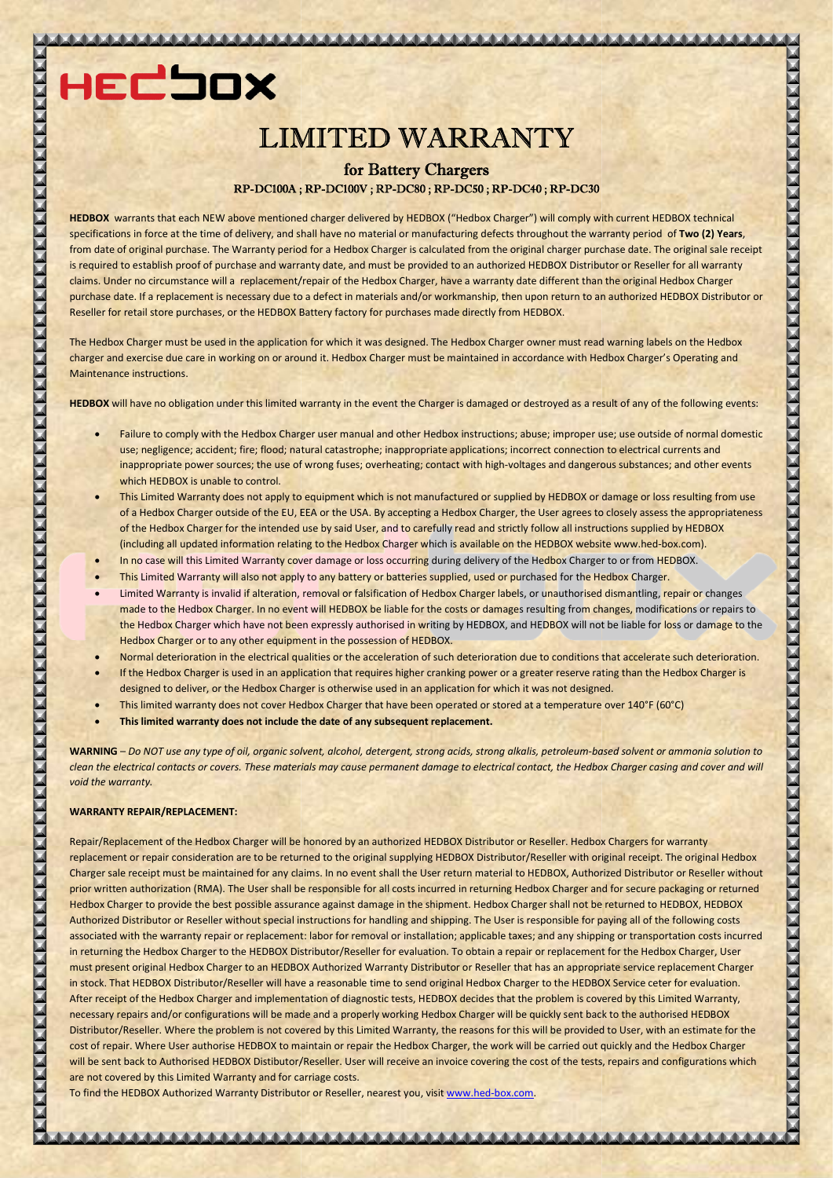HEDBOX

# LIMITED WARRANTY

## for Battery Chargers

### RP-DC100A ; RP-DC100V ; RP-DC80 ; RP-DC50 ; RP-DC40 ; RP-DC30

**HEDBOX** warrants that each NEW above mentioned charger delivered by HEDBOX ("Hedbox Charger") will comply with current HEDBOX technical specifications in force at the time of delivery, and shall have no material or manufacturing defects throughout the warranty period of **Two (2) Years**, from date of original purchase. The Warranty period for a Hedbox Charger is calculated from the original charger purchase date. The original sale receipt is required to establish proof of purchase and warranty date, and must be provided to an authorized HEDBOX Distributor or Reseller for all warranty claims. Under no circumstance will a replacement/repair of the Hedbox Charger, have a warranty date different than the original Hedbox Charger purchase date. If a replacement is necessary due to a defect in materials and/or workmanship, then upon return to an authorized HEDBOX Distributor or Reseller for retail store purchases, or the HEDBOX Battery factory for purchases made directly from HEDBOX.

The Hedbox Charger must be used in the application for which it was designed. The Hedbox Charger owner must read warning labels on the Hedbox charger and exercise due care in working on or around it. Hedbox Charger must be maintained in accordance with Hedbox Charger's Operating and Maintenance instructions.

**HEDBOX** will have no obligation under this limited warranty in the event the Charger is damaged or destroyed as a result of any of the following events:

- Failure to comply with the Hedbox Charger user manual and other Hedbox instructions; abuse; improper use; use outside of normal domestic use; negligence; accident; fire; flood; natural catastrophe; inappropriate applications; incorrect connection to electrical currents and inappropriate power sources; the use of wrong fuses; overheating; contact with high-voltages and dangerous substances; and other events which HEDBOX is unable to control.
- This Limited Warranty does not apply to equipment which is not manufactured or supplied by HEDBOX or damage or loss resulting from use of a Hedbox Charger outside of the EU, EEA or the USA. By accepting a Hedbox Charger, the User agrees to closely assess the appropriateness of the Hedbox Charger for the intended use by said User, and to carefully read and strictly follow all instructions supplied by HEDBOX (including all updated information relating to the Hedbox Charger which is available on the HEDBOX website www.hed-box.com).
- In no case will this Limited Warranty cover damage or loss occurring during delivery of the Hedbox Charger to or from HEDBOX.
- This Limited Warranty will also not apply to any battery or batteries supplied, used or purchased for the Hedbox Charger.
- Limited Warranty is invalid if alteration, removal or falsification of Hedbox Charger labels, or unauthorised dismantling, repair or changes made to the Hedbox Charger. In no event will HEDBOX be liable for the costs or damages resulting from changes, modifications or repairs to the Hedbox Charger which have not been expressly authorised in writing by HEDBOX, and HEDBOX will not be liable for loss or damage to the Hedbox Charger or to any other equipment in the possession of HEDBOX.
- Normal deterioration in the electrical qualities or the acceleration of such deterioration due to conditions that accelerate such deterioration.
- If the Hedbox Charger is used in an application that requires higher cranking power or a greater reserve rating than the Hedbox Charger is designed to deliver, or the Hedbox Charger is otherwise used in an application for which it was not designed.
- This limited warranty does not cover Hedbox Charger that have been operated or stored at a temperature over 140°F (60°C)
- **This limited warranty does not include the date of any subsequent replacement.**

**WARNING** – *Do NOT use any type of oil, organic solvent, alcohol, detergent, strong acids, strong alkalis, petroleum-based solvent or ammonia solution to clean the electrical contacts or covers. These materials may cause permanent damage to electrical contact, the Hedbox Charger casing and cover and will void the warranty.*

**WARRANTY REPAIR/REPLACEMENT:**

Repair/Replacement of the Hedbox Charger will be honored by an authorized HEDBOX Distributor or Reseller. Hedbox Chargers for warranty replacement or repair consideration are to be returned to the original supplying HEDBOX Distributor/Reseller with original receipt. The original Hedbox Charger sale receipt must be maintained for any claims. In no event shall the User return material to HEDBOX, Authorized Distributor or Reseller without prior written authorization (RMA). The User shall be responsible for all costs incurred in returning Hedbox Charger and for secure packaging or returned Hedbox Charger to provide the best possible assurance against damage in the shipment. Hedbox Charger shall not be returned to HEDBOX, HEDBOX Authorized Distributor or Reseller without special instructions for handling and shipping. The User is responsible for paying all of the following costs associated with the warranty repair or replacement: labor for removal or installation; applicable taxes; and any shipping or transportation costs incurred in returning the Hedbox Charger to the HEDBOX Distributor/Reseller for evaluation. To obtain a repair or replacement for the Hedbox Charger, User must present original Hedbox Charger to an HEDBOX Authorized Warranty Distributor or Reseller that has an appropriate service replacement Charger in stock. That HEDBOX Distributor/Reseller will have a reasonable time to send original Hedbox Charger to the HEDBOX Service ceter for evaluation. After receipt of the Hedbox Charger and implementation of diagnostic tests, HEDBOX decides that the problem is covered by this Limited Warranty, necessary repairs and/or configurations will be made and a properly working Hedbox Charger will be quickly sent back to the authorised HEDBOX Distributor/Reseller. Where the problem is not covered by this Limited Warranty, the reasons for this will be provided to User, with an estimate for the cost of repair. Where User authorise HEDBOX to maintain or repair the Hedbox Charger, the work will be carried out quickly and the Hedbox Charger will be sent back to Authorised HEDBOX Distibutor/Reseller. User will receive an invoice covering the cost of the tests, repairs and configurations which are not covered by this Limited Warranty and for carriage costs.

To find the HEDBOX Authorized Warranty Distributor or Reseller, nearest you, visit www.hed-box.com.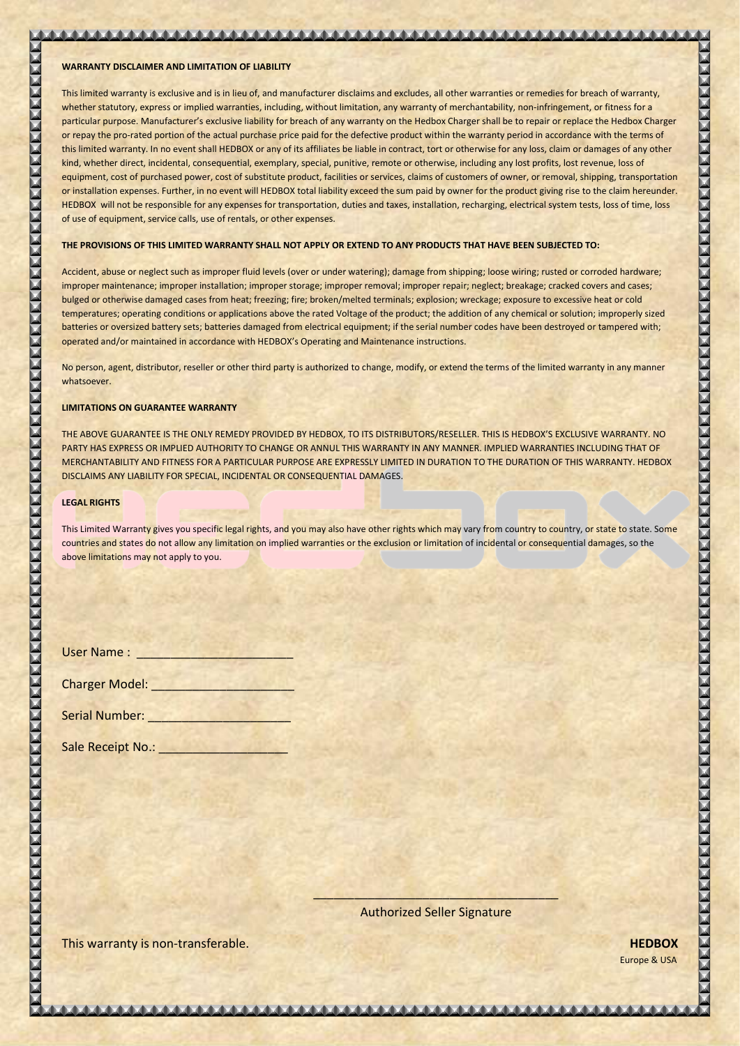**WARRANTY DISCLAIMER AND LIMITATION OF LIABILITY**

This limited warranty is exclusive and is in lieu of, and manufacturer disclaims and excludes, all other warranties or remedies for breach of warranty, whether statutory, express or implied warranties, including, without limitation, any warranty of merchantability, non-infringement, or fitness for a particular purpose. Manufacturer's exclusive liability for breach of any warranty on the Hedbox Charger shall be to repair or replace the Hedbox Charger or repay the pro-rated portion of the actual purchase price paid for the defective product within the warranty period in accordance with the terms of this limited warranty. In no event shall HEDBOX or any of its affiliates be liable in contract, tort or otherwise for any loss, claim or damages of any other kind, whether direct, incidental, consequential, exemplary, special, punitive, remote or otherwise, including any lost profits, lost revenue, loss of equipment, cost of purchased power, cost of substitute product, facilities or services, claims of customers of owner, or removal, shipping, transportation or installation expenses. Further, in no event will HEDBOX total liability exceed the sum paid by owner for the product giving rise to the claim hereunder. HEDBOX will not be responsible for any expenses for transportation, duties and taxes, installation, recharging, electrical system tests, loss of time, loss of use of equipment, service calls, use of rentals, or other expenses.

**THE PROVISIONS OF THIS LIMITED WARRANTY SHALL NOT APPLY OR EXTEND TO ANY PRODUCTS THAT HAVE BEEN SUBJECTED TO:**

Accident, abuse or neglect such as improper fluid levels (over or under watering); damage from shipping; loose wiring; rusted or corroded hardware; improper maintenance; improper installation; improper storage; improper removal; improper repair; neglect; breakage; cracked covers and cases; bulged or otherwise damaged cases from heat; freezing; fire; broken/melted terminals; explosion; wreckage; exposure to excessive heat or cold temperatures; operating conditions or applications above the rated Voltage of the product; the addition of any chemical or solution; improperly sized batteries or oversized battery sets; batteries damaged from electrical equipment; if the serial number codes have been destroyed or tampered with; operated and/or maintained in accordance with HEDBOX's Operating and Maintenance instructions.

No person, agent, distributor, reseller or other third party is authorized to change, modify, or extend the terms of the limited warranty in any manner whatsoever.

**LIMITATIONS ON GUARANTEE WARRANTY**

THE ABOVE GUARANTEE IS THE ONLY REMEDY PROVIDED BY HEDBOX, TO ITS DISTRIBUTORS/RESELLER. THIS IS HEDBOX'S EXCLUSIVE WARRANTY. NO PARTY HAS EXPRESS OR IMPLIED AUTHORITY TO CHANGE OR ANNUL THIS WARRANTY IN ANY MANNER. IMPLIED WARRANTIES INCLUDING THAT OF MERCHANTABILITY AND FITNESS FOR A PARTICULAR PURPOSE ARE EXPRESSLY LIMITED IN DURATION TO THE DURATION OF THIS WARRANTY. HEDBOX DISCLAIMS ANY LIABILITY FOR SPECIAL, INCIDENTAL OR CONSEQUENTIAL DAMAGES.

**LEGAL RIGHTS**

This Limited Warranty gives you specific legal rights, and you may also have other rights which may vary from country to country, or state to state. Some countries and states do not allow any limitation on implied warranties or the exclusion or limitation of incidental or consequential damages, so the above limitations may not apply to you.

User Name : ______________________

Charger Model: ____________________

Serial Number: ____________________

Sale Receipt No.: __________________

___________________________________

Authorized Seller Signature

This warranty is non-transferable.

**HEDBOX**
Europe & USA